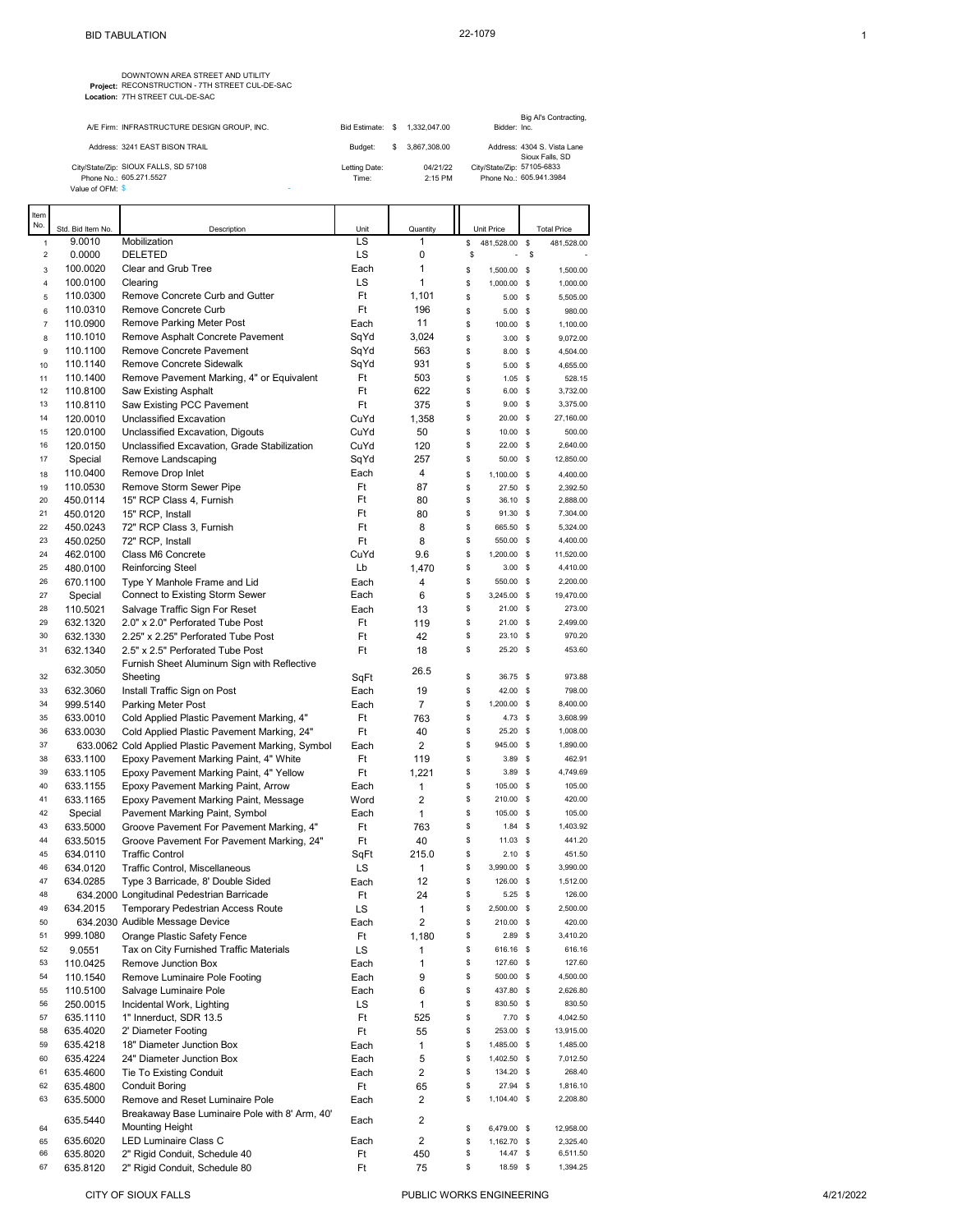BID TABULATION

22-1079

**Project:** DOWNTOWN AREA STREET AND UTILITY RECONSTRUCTION - 7TH STREET CUL-DE-SAC
**Location:** 7TH STREET CUL-DE-SAC

A/E Firm: INFRASTRUCTURE DESIGN GROUP, INC.
Address: 3241 EAST BISON TRAIL
City/State/Zip: SIOUX FALLS, SD 57108
Phone No.: 605.271.5527
Value of OFM: $ -

Bid Estimate: $ 1,332,047.00
Budget: $ 3,867,308.00
Letting Date: 04/21/22
Time: 2:15 PM

Bidder: Big Al's Contracting, Inc.
Address: 4304 S. Vista Lane Sioux Falls, SD
City/State/Zip: 57105-6833
Phone No.: 605.941.3984

| Item No. | Std. Bid Item No. | Description | Unit | Quantity | Unit Price | Total Price |
|---|---|---|---|---|---|---|
| 1 | 9.0010 | Mobilization | LS | 1 | $ 481,528.00 | $ 481,528.00 |
| 2 | 0.0000 | DELETED | LS | 0 | $ - | $ - |
| 3 | 100.0020 | Clear and Grub Tree | Each | 1 | $ 1,500.00 | $ 1,500.00 |
| 4 | 100.0100 | Clearing | LS | 1 | $ 1,000.00 | $ 1,000.00 |
| 5 | 110.0300 | Remove Concrete Curb and Gutter | Ft | 1,101 | $ 5.00 | $ 5,505.00 |
| 6 | 110.0310 | Remove Concrete Curb | Ft | 196 | $ 5.00 | $ 980.00 |
| 7 | 110.0900 | Remove Parking Meter Post | Each | 11 | $ 100.00 | $ 1,100.00 |
| 8 | 110.1010 | Remove Asphalt Concrete Pavement | SqYd | 3,024 | $ 3.00 | $ 9,072.00 |
| 9 | 110.1100 | Remove Concrete Pavement | SqYd | 563 | $ 8.00 | $ 4,504.00 |
| 10 | 110.1140 | Remove Concrete Sidewalk | SqYd | 931 | $ 5.00 | $ 4,655.00 |
| 11 | 110.1400 | Remove Pavement Marking, 4" or Equivalent | Ft | 503 | $ 1.05 | $ 528.15 |
| 12 | 110.8100 | Saw Existing Asphalt | Ft | 622 | $ 6.00 | $ 3,732.00 |
| 13 | 110.8110 | Saw Existing PCC Pavement | Ft | 375 | $ 9.00 | $ 3,375.00 |
| 14 | 120.0010 | Unclassified Excavation | CuYd | 1,358 | $ 20.00 | $ 27,160.00 |
| 15 | 120.0100 | Unclassified Excavation, Digouts | CuYd | 50 | $ 10.00 | $ 500.00 |
| 16 | 120.0150 | Unclassified Excavation, Grade Stabilization | CuYd | 120 | $ 22.00 | $ 2,640.00 |
| 17 | Special | Remove Landscaping | SqYd | 257 | $ 50.00 | $ 12,850.00 |
| 18 | 110.0400 | Remove Drop Inlet | Each | 4 | $ 1,100.00 | $ 4,400.00 |
| 19 | 110.0530 | Remove Storm Sewer Pipe | Ft | 87 | $ 27.50 | $ 2,392.50 |
| 20 | 450.0114 | 15" RCP Class 4, Furnish | Ft | 80 | $ 36.10 | $ 2,888.00 |
| 21 | 450.0120 | 15" RCP, Install | Ft | 80 | $ 91.30 | $ 7,304.00 |
| 22 | 450.0243 | 72" RCP Class 3, Furnish | Ft | 8 | $ 665.50 | $ 5,324.00 |
| 23 | 450.0250 | 72" RCP, Install | Ft | 8 | $ 550.00 | $ 4,400.00 |
| 24 | 462.0100 | Class M6 Concrete | CuYd | 9.6 | $ 1,200.00 | $ 11,520.00 |
| 25 | 480.0100 | Reinforcing Steel | Lb | 1,470 | $ 3.00 | $ 4,410.00 |
| 26 | 670.1100 | Type Y Manhole Frame and Lid | Each | 4 | $ 550.00 | $ 2,200.00 |
| 27 | Special | Connect to Existing Storm Sewer | Each | 6 | $ 3,245.00 | $ 19,470.00 |
| 28 | 110.5021 | Salvage Traffic Sign For Reset | Each | 13 | $ 21.00 | $ 273.00 |
| 29 | 632.1320 | 2.0" x 2.0" Perforated Tube Post | Ft | 119 | $ 21.00 | $ 2,499.00 |
| 30 | 632.1330 | 2.25" x 2.25" Perforated Tube Post | Ft | 42 | $ 23.10 | $ 970.20 |
| 31 | 632.1340 | 2.5" x 2.5" Perforated Tube Post | Ft | 18 | $ 25.20 | $ 453.60 |
| 32 | 632.3050 | Furnish Sheet Aluminum Sign with Reflective Sheeting | SqFt | 26.5 | $ 36.75 | $ 973.88 |
| 33 | 632.3060 | Install Traffic Sign on Post | Each | 19 | $ 42.00 | $ 798.00 |
| 34 | 999.5140 | Parking Meter Post | Each | 7 | $ 1,200.00 | $ 8,400.00 |
| 35 | 633.0010 | Cold Applied Plastic Pavement Marking, 4" | Ft | 763 | $ 4.73 | $ 3,608.99 |
| 36 | 633.0030 | Cold Applied Plastic Pavement Marking, 24" | Ft | 40 | $ 25.20 | $ 1,008.00 |
| 37 | 633.0062 | Cold Applied Plastic Pavement Marking, Symbol | Each | 2 | $ 945.00 | $ 1,890.00 |
| 38 | 633.1100 | Epoxy Pavement Marking Paint, 4" White | Ft | 119 | $ 3.89 | $ 462.91 |
| 39 | 633.1105 | Epoxy Pavement Marking Paint, 4" Yellow | Ft | 1,221 | $ 3.89 | $ 4,749.69 |
| 40 | 633.1155 | Epoxy Pavement Marking Paint, Arrow | Each | 1 | $ 105.00 | $ 105.00 |
| 41 | 633.1165 | Epoxy Pavement Marking Paint, Message | Word | 2 | $ 210.00 | $ 420.00 |
| 42 | Special | Pavement Marking Paint, Symbol | Each | 1 | $ 105.00 | $ 105.00 |
| 43 | 633.5000 | Groove Pavement For Pavement Marking, 4" | Ft | 763 | $ 1.84 | $ 1,403.92 |
| 44 | 633.5015 | Groove Pavement For Pavement Marking, 24" | Ft | 40 | $ 11.03 | $ 441.20 |
| 45 | 634.0110 | Traffic Control | SqFt | 215.0 | $ 2.10 | $ 451.50 |
| 46 | 634.0120 | Traffic Control, Miscellaneous | LS | 1 | $ 3,990.00 | $ 3,990.00 |
| 47 | 634.0285 | Type 3 Barricade, 8' Double Sided | Each | 12 | $ 126.00 | $ 1,512.00 |
| 48 | 634.2000 | Longitudinal Pedestrian Barricade | Ft | 24 | $ 5.25 | $ 126.00 |
| 49 | 634.2015 | Temporary Pedestrian Access Route | LS | 1 | $ 2,500.00 | $ 2,500.00 |
| 50 | 634.2030 | Audible Message Device | Each | 2 | $ 210.00 | $ 420.00 |
| 51 | 999.1080 | Orange Plastic Safety Fence | Ft | 1,180 | $ 2.89 | $ 3,410.20 |
| 52 | 9.0551 | Tax on City Furnished Traffic Materials | LS | 1 | $ 616.16 | $ 616.16 |
| 53 | 110.0425 | Remove Junction Box | Each | 1 | $ 127.60 | $ 127.60 |
| 54 | 110.1540 | Remove Luminaire Pole Footing | Each | 9 | $ 500.00 | $ 4,500.00 |
| 55 | 110.5100 | Salvage Luminaire Pole | Each | 6 | $ 437.80 | $ 2,626.80 |
| 56 | 250.0015 | Incidental Work, Lighting | LS | 1 | $ 830.50 | $ 830.50 |
| 57 | 635.1110 | 1" Innerduct, SDR 13.5 | Ft | 525 | $ 7.70 | $ 4,042.50 |
| 58 | 635.4020 | 2' Diameter Footing | Ft | 55 | $ 253.00 | $ 13,915.00 |
| 59 | 635.4218 | 18" Diameter Junction Box | Each | 1 | $ 1,485.00 | $ 1,485.00 |
| 60 | 635.4224 | 24" Diameter Junction Box | Each | 5 | $ 1,402.50 | $ 7,012.50 |
| 61 | 635.4600 | Tie To Existing Conduit | Each | 2 | $ 134.20 | $ 268.40 |
| 62 | 635.4800 | Conduit Boring | Ft | 65 | $ 27.94 | $ 1,816.10 |
| 63 | 635.5000 | Remove and Reset Luminaire Pole | Each | 2 | $ 1,104.40 | $ 2,208.80 |
| 64 | 635.5440 | Breakaway Base Luminaire Pole with 8' Arm, 40' Mounting Height | Each | 2 | $ 6,479.00 | $ 12,958.00 |
| 65 | 635.6020 | LED Luminaire Class C | Each | 2 | $ 1,162.70 | $ 2,325.40 |
| 66 | 635.8020 | 2" Rigid Conduit, Schedule 40 | Ft | 450 | $ 14.47 | $ 6,511.50 |
| 67 | 635.8120 | 2" Rigid Conduit, Schedule 80 | Ft | 75 | $ 18.59 | $ 1,394.25 |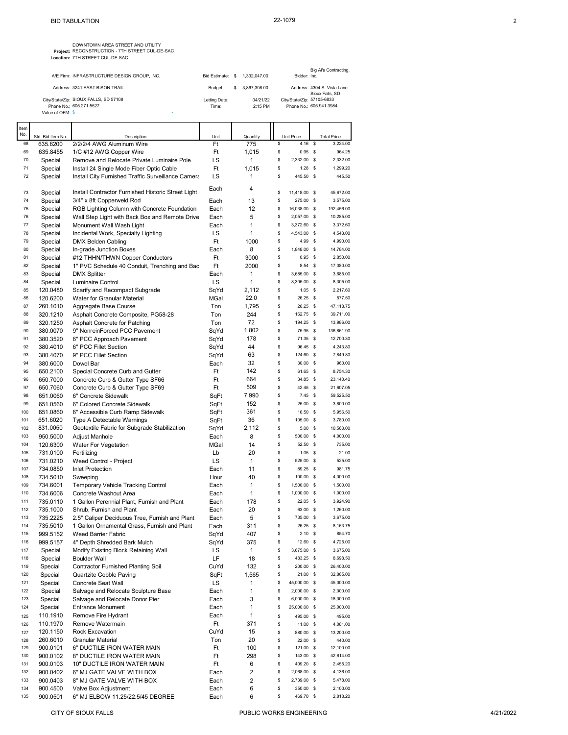BID TABULATION

22-1079

DOWNTOWN AREA STREET AND UTILITY
**Project:** RECONSTRUCTION - 7TH STREET CUL-DE-SAC
**Location:** 7TH STREET CUL-DE-SAC

| | | | | |
|---|---|---|---|---|
| A/E Firm: INFRASTRUCTURE DESIGN GROUP, INC. | Bid Estimate: | $ 1,332,047.00 | Bidder: | Big Al's Contracting, Inc. |
| Address: 3241 EAST BISON TRAIL | Budget: | $ 3,867,308.00 | Address: | 4304 S. Vista Lane Sioux Falls, SD |
| City/State/Zip: SIOUX FALLS, SD 57108 | Letting Date: | 04/21/22 | City/State/Zip: | 57105-6833 |
| Phone No.: 605.271.5527 | Time: | 2:15 PM | Phone No.: | 605.941.3984 |
| Value of OFM: $ - | | | | |

| Item No. | Std. Bid Item No. | Description | Unit | Quantity | Unit Price | Total Price |
|---|---|---|---|---|---|---|
| 68 | 635.8200 | 2/2/2/4 AWG Aluminum Wire | Ft | 775 | $ 4.16 | $ 3,224.00 |
| 69 | 635.8455 | 1/C #12 AWG Copper Wire | Ft | 1,015 | $ 0.95 | $ 964.25 |
| 70 | Special | Remove and Relocate Private Luminaire Pole | LS | 1 | $ 2,332.00 | $ 2,332.00 |
| 71 | Special | Install 24 Single Mode Fiber Optic Cable | Ft | 1,015 | $ 1.28 | $ 1,299.20 |
| 72 | Special | Install City Furnished Traffic Surveillance Camera | LS | 1 | $ 445.50 | $ 445.50 |
| 73 | Special | Install Contractor Furnished Historic Street Light | Each | 4 | $ 11,418.00 | $ 45,672.00 |
| 74 | Special | 3/4" x 8ft Copperweld Rod | Each | 13 | $ 275.00 | $ 3,575.00 |
| 75 | Special | RGB Lighting Column with Concrete Foundation | Each | 12 | $ 16,038.00 | $ 192,456.00 |
| 76 | Special | Wall Step Light with Back Box and Remote Drive | Each | 5 | $ 2,057.00 | $ 10,285.00 |
| 77 | Special | Monument Wall Wash Light | Each | 1 | $ 3,372.60 | $ 3,372.60 |
| 78 | Special | Incidental Work, Specialty Lighting | LS | 1 | $ 4,543.00 | $ 4,543.00 |
| 79 | Special | DMX Belden Cabling | Ft | 1000 | $ 4.99 | $ 4,990.00 |
| 80 | Special | In-grade Junction Boxes | Each | 8 | $ 1,848.00 | $ 14,784.00 |
| 81 | Special | #12 THHN/THWN Copper Conductors | Ft | 3000 | $ 0.95 | $ 2,850.00 |
| 82 | Special | 1" PVC Schedule 40 Conduit, Trenching and Bac | Ft | 2000 | $ 8.54 | $ 17,080.00 |
| 83 | Special | DMX Splitter | Each | 1 | $ 3,685.00 | $ 3,685.00 |
| 84 | Special | Luminaire Control | LS | 1 | $ 8,305.00 | $ 8,305.00 |
| 85 | 120.0480 | Scarify and Recompact Subgrade | SqYd | 2,112 | $ 1.05 | $ 2,217.60 |
| 86 | 120.6200 | Water for Granular Material | MGal | 22.0 | $ 26.25 | $ 577.50 |
| 87 | 260.1010 | Aggregate Base Course | Ton | 1,795 | $ 26.25 | $ 47,118.75 |
| 88 | 320.1210 | Asphalt Concrete Composite, PG58-28 | Ton | 244 | $ 162.75 | $ 39,711.00 |
| 89 | 320.1250 | Asphalt Concrete for Patching | Ton | 72 | $ 194.25 | $ 13,986.00 |
| 90 | 380.0070 | 9" NonreinForced PCC Pavement | SqYd | 1,802 | $ 75.95 | $ 136,861.90 |
| 91 | 380.3520 | 6" PCC Approach Pavement | SqYd | 178 | $ 71.35 | $ 12,700.30 |
| 92 | 380.4010 | 6" PCC Fillet Section | SqYd | 44 | $ 96.45 | $ 4,243.80 |
| 93 | 380.4070 | 9" PCC Fillet Section | SqYd | 63 | $ 124.60 | $ 7,849.80 |
| 94 | 380.6000 | Dowel Bar | Each | 32 | $ 30.00 | $ 960.00 |
| 95 | 650.2100 | Special Concrete Curb and Gutter | Ft | 142 | $ 61.65 | $ 8,754.30 |
| 96 | 650.7000 | Concrete Curb & Gutter Type SF66 | Ft | 664 | $ 34.85 | $ 23,140.40 |
| 97 | 650.7060 | Concrete Curb & Gutter Type SF69 | Ft | 509 | $ 42.45 | $ 21,607.05 |
| 98 | 651.0060 | 6" Concrete Sidewalk | SqFt | 7,990 | $ 7.45 | $ 59,525.50 |
| 99 | 651.0560 | 6" Colored Concrete Sidewalk | SqFt | 152 | $ 25.00 | $ 3,800.00 |
| 100 | 651.0860 | 6" Accessible Curb Ramp Sidewalk | SqFt | 361 | $ 16.50 | $ 5,956.50 |
| 101 | 651.6020 | Type A Detectable Warnings | SqFt | 36 | $ 105.00 | $ 3,780.00 |
| 102 | 831.0050 | Geotextile Fabric for Subgrade Stabilization | SqYd | 2,112 | $ 5.00 | $ 10,560.00 |
| 103 | 950.5000 | Adjust Manhole | Each | 8 | $ 500.00 | $ 4,000.00 |
| 104 | 120.6300 | Water For Vegetation | MGal | 14 | $ 52.50 | $ 735.00 |
| 105 | 731.0100 | Fertilizing | Lb | 20 | $ 1.05 | $ 21.00 |
| 106 | 731.0210 | Weed Control - Project | LS | 1 | $ 525.00 | $ 525.00 |
| 107 | 734.0850 | Inlet Protection | Each | 11 | $ 89.25 | $ 981.75 |
| 108 | 734.5010 | Sweeping | Hour | 40 | $ 100.00 | $ 4,000.00 |
| 109 | 734.6001 | Temporary Vehicle Tracking Control | Each | 1 | $ 1,500.00 | $ 1,500.00 |
| 110 | 734.6006 | Concrete Washout Area | Each | 1 | $ 1,000.00 | $ 1,000.00 |
| 111 | 735.0110 | 1 Gallon Perennial Plant, Furnish and Plant | Each | 178 | $ 22.05 | $ 3,924.90 |
| 112 | 735.1000 | Shrub, Furnish and Plant | Each | 20 | $ 63.00 | $ 1,260.00 |
| 113 | 735.2225 | 2.5" Caliper Deciduous Tree, Furnish and Plant | Each | 5 | $ 735.00 | $ 3,675.00 |
| 114 | 735.5010 | 1 Gallon Ornamental Grass, Furnish and Plant | Each | 311 | $ 26.25 | $ 8,163.75 |
| 115 | 999.5152 | Weed Barrier Fabric | SqYd | 407 | $ 2.10 | $ 854.70 |
| 116 | 999.5157 | 4" Depth Shredded Bark Mulch | SqYd | 375 | $ 12.60 | $ 4,725.00 |
| 117 | Special | Modify Existing Block Retaining Wall | LS | 1 | $ 3,675.00 | $ 3,675.00 |
| 118 | Special | Boulder Wall | LF | 18 | $ 483.25 | $ 8,698.50 |
| 119 | Special | Contractor Furnished Planting Soil | CuYd | 132 | $ 200.00 | $ 26,400.00 |
| 120 | Special | Quartzite Cobble Paving | SqFt | 1,565 | $ 21.00 | $ 32,865.00 |
| 121 | Special | Concrete Seat Wall | LS | 1 | $ 45,000.00 | $ 45,000.00 |
| 122 | Special | Salvage and Relocate Sculpture Base | Each | 1 | $ 2,000.00 | $ 2,000.00 |
| 123 | Special | Salvage and Relocate Donor Pier | Each | 3 | $ 6,000.00 | $ 18,000.00 |
| 124 | Special | Entrance Monument | Each | 1 | $ 25,000.00 | $ 25,000.00 |
| 125 | 110.1910 | Remove Fire Hydrant | Each | 1 | $ 495.00 | $ 495.00 |
| 126 | 110.1970 | Remove Watermain | Ft | 371 | $ 11.00 | $ 4,081.00 |
| 127 | 120.1150 | Rock Excavation | CuYd | 15 | $ 880.00 | $ 13,200.00 |
| 128 | 260.6010 | Granular Material | Ton | 20 | $ 22.00 | $ 440.00 |
| 129 | 900.0101 | 6" DUCTILE IRON WATER MAIN | Ft | 100 | $ 121.00 | $ 12,100.00 |
| 130 | 900.0102 | 8" DUCTILE IRON WATER MAIN | Ft | 298 | $ 143.00 | $ 42,614.00 |
| 131 | 900.0103 | 10" DUCTILE IRON WATER MAIN | Ft | 6 | $ 409.20 | $ 2,455.20 |
| 132 | 900.0402 | 6" MJ GATE VALVE WITH BOX | Each | 2 | $ 2,068.00 | $ 4,136.00 |
| 133 | 900.0403 | 8" MJ GATE VALVE WITH BOX | Each | 2 | $ 2,739.00 | $ 5,478.00 |
| 134 | 900.4500 | Valve Box Adjustment | Each | 6 | $ 350.00 | $ 2,100.00 |
| 135 | 900.0501 | 6" MJ ELBOW 11.25/22.5/45 DEGREE | Each | 6 | $ 469.70 | $ 2,818.20 |

CITY OF SIOUX FALLS — PUBLIC WORKS ENGINEERING — 4/21/2022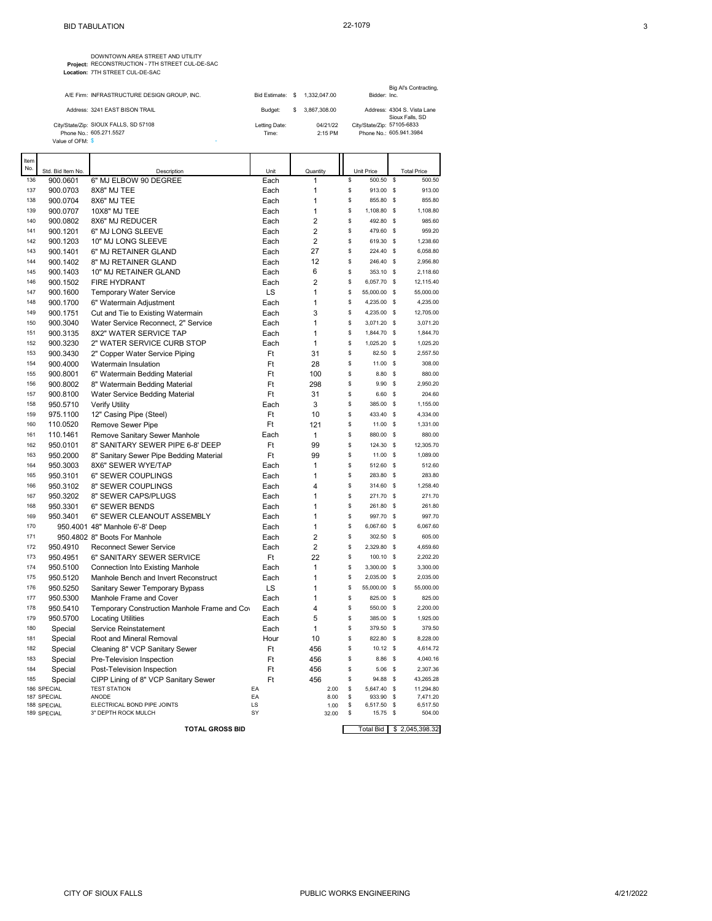BID TABULATION

22-1079

**Project:** DOWNTOWN AREA STREET AND UTILITY RECONSTRUCTION - 7TH STREET CUL-DE-SAC
**Location:** 7TH STREET CUL-DE-SAC

| | | | |
|---|---|---|---|
| A/E Firm: INFRASTRUCTURE DESIGN GROUP, INC. | Bid Estimate: $ 1,332,047.00 | Bidder: Big Al's Contracting, Inc. | |
| Address: 3241 EAST BISON TRAIL | Budget: $ 3,867,308.00 | Address: 4304 S. Vista Lane Sioux Falls, SD | |
| City/State/Zip: SIOUX FALLS, SD 57108 | Letting Date: 04/21/22 | City/State/Zip: 57105-6833 | |
| Phone No.: 605.271.5527 | Time: 2:15 PM | Phone No.: 605.941.3984 | |
| Value of OFM: $ - | | | |

| Item No. | Std. Bid Item No. | Description | Unit | Quantity | Unit Price | Total Price |
|---|---|---|---|---|---|---|
| 136 | 900.0601 | 6" MJ ELBOW 90 DEGREE | Each | 1 | $ 500.50 | $ 500.50 |
| 137 | 900.0703 | 8X8" MJ TEE | Each | 1 | $ 913.00 | $ 913.00 |
| 138 | 900.0704 | 8X6" MJ TEE | Each | 1 | $ 855.80 | $ 855.80 |
| 139 | 900.0707 | 10X8" MJ TEE | Each | 1 | $ 1,108.80 | $ 1,108.80 |
| 140 | 900.0802 | 8X6" MJ REDUCER | Each | 2 | $ 492.80 | $ 985.60 |
| 141 | 900.1201 | 6" MJ LONG SLEEVE | Each | 2 | $ 479.60 | $ 959.20 |
| 142 | 900.1203 | 10" MJ LONG SLEEVE | Each | 2 | $ 619.30 | $ 1,238.60 |
| 143 | 900.1401 | 6" MJ RETAINER GLAND | Each | 27 | $ 224.40 | $ 6,058.80 |
| 144 | 900.1402 | 8" MJ RETAINER GLAND | Each | 12 | $ 246.40 | $ 2,956.80 |
| 145 | 900.1403 | 10" MJ RETAINER GLAND | Each | 6 | $ 353.10 | $ 2,118.60 |
| 146 | 900.1502 | FIRE HYDRANT | Each | 2 | $ 6,057.70 | $ 12,115.40 |
| 147 | 900.1600 | Temporary Water Service | LS | 1 | $ 55,000.00 | $ 55,000.00 |
| 148 | 900.1700 | 6" Watermain Adjustment | Each | 1 | $ 4,235.00 | $ 4,235.00 |
| 149 | 900.1751 | Cut and Tie to Existing Watermain | Each | 3 | $ 4,235.00 | $ 12,705.00 |
| 150 | 900.3040 | Water Service Reconnect, 2" Service | Each | 1 | $ 3,071.20 | $ 3,071.20 |
| 151 | 900.3135 | 8X2" WATER SERVICE TAP | Each | 1 | $ 1,844.70 | $ 1,844.70 |
| 152 | 900.3230 | 2" WATER SERVICE CURB STOP | Each | 1 | $ 1,025.20 | $ 1,025.20 |
| 153 | 900.3430 | 2" Copper Water Service Piping | Ft | 31 | $ 82.50 | $ 2,557.50 |
| 154 | 900.4000 | Watermain Insulation | Ft | 28 | $ 11.00 | $ 308.00 |
| 155 | 900.8001 | 6" Watermain Bedding Material | Ft | 100 | $ 8.80 | $ 880.00 |
| 156 | 900.8002 | 8" Watermain Bedding Material | Ft | 298 | $ 9.90 | $ 2,950.20 |
| 157 | 900.8100 | Water Service Bedding Material | Ft | 31 | $ 6.60 | $ 204.60 |
| 158 | 950.5710 | Verify Utility | Each | 3 | $ 385.00 | $ 1,155.00 |
| 159 | 975.1100 | 12" Casing Pipe (Steel) | Ft | 10 | $ 433.40 | $ 4,334.00 |
| 160 | 110.0520 | Remove Sewer Pipe | Ft | 121 | $ 11.00 | $ 1,331.00 |
| 161 | 110.1461 | Remove Sanitary Sewer Manhole | Each | 1 | $ 880.00 | $ 880.00 |
| 162 | 950.0101 | 8" SANITARY SEWER PIPE 6-8' DEEP | Ft | 99 | $ 124.30 | $ 12,305.70 |
| 163 | 950.2000 | 8" Sanitary Sewer Pipe Bedding Material | Ft | 99 | $ 11.00 | $ 1,089.00 |
| 164 | 950.3003 | 8X6" SEWER WYE/TAP | Each | 1 | $ 512.60 | $ 512.60 |
| 165 | 950.3101 | 6" SEWER COUPLINGS | Each | 1 | $ 283.80 | $ 283.80 |
| 166 | 950.3102 | 8" SEWER COUPLINGS | Each | 4 | $ 314.60 | $ 1,258.40 |
| 167 | 950.3202 | 8" SEWER CAPS/PLUGS | Each | 1 | $ 271.70 | $ 271.70 |
| 168 | 950.3301 | 6" SEWER BENDS | Each | 1 | $ 261.80 | $ 261.80 |
| 169 | 950.3401 | 6" SEWER CLEANOUT ASSEMBLY | Each | 1 | $ 997.70 | $ 997.70 |
| 170 | 950.4001 | 48" Manhole 6'-8' Deep | Each | 1 | $ 6,067.60 | $ 6,067.60 |
| 171 | 950.4802 | 8" Boots For Manhole | Each | 2 | $ 302.50 | $ 605.00 |
| 172 | 950.4910 | Reconnect Sewer Service | Each | 2 | $ 2,329.80 | $ 4,659.60 |
| 173 | 950.4951 | 6" SANITARY SEWER SERVICE | Ft | 22 | $ 100.10 | $ 2,202.20 |
| 174 | 950.5100 | Connection Into Existing Manhole | Each | 1 | $ 3,300.00 | $ 3,300.00 |
| 175 | 950.5120 | Manhole Bench and Invert Reconstruct | Each | 1 | $ 2,035.00 | $ 2,035.00 |
| 176 | 950.5250 | Sanitary Sewer Temporary Bypass | LS | 1 | $ 55,000.00 | $ 55,000.00 |
| 177 | 950.5300 | Manhole Frame and Cover | Each | 1 | $ 825.00 | $ 825.00 |
| 178 | 950.5410 | Temporary Construction Manhole Frame and Cov | Each | 4 | $ 550.00 | $ 2,200.00 |
| 179 | 950.5700 | Locating Utilities | Each | 5 | $ 385.00 | $ 1,925.00 |
| 180 | Special | Service Reinstatement | Each | 1 | $ 379.50 | $ 379.50 |
| 181 | Special | Root and Mineral Removal | Hour | 10 | $ 822.80 | $ 8,228.00 |
| 182 | Special | Cleaning 8" VCP Sanitary Sewer | Ft | 456 | $ 10.12 | $ 4,614.72 |
| 183 | Special | Pre-Television Inspection | Ft | 456 | $ 8.86 | $ 4,040.16 |
| 184 | Special | Post-Television Inspection | Ft | 456 | $ 5.06 | $ 2,307.36 |
| 185 | Special | CIPP Lining of 8" VCP Sanitary Sewer | Ft | 456 | $ 94.88 | $ 43,265.28 |
| 186 | SPECIAL | TEST STATION | EA | 2.00 | $ 5,647.40 | $ 11,294.80 |
| 187 | SPECIAL | ANODE | EA | 8.00 | $ 933.90 | $ 7,471.20 |
| 188 | SPECIAL | ELECTRICAL BOND PIPE JOINTS | LS | 1.00 | $ 6,517.50 | $ 6,517.50 |
| 189 | SPECIAL | 3" DEPTH ROCK MULCH | SY | 32.00 | $ 15.75 | $ 504.00 |
| | | **TOTAL GROSS BID** | | | Total Bid | $ 2,045,398.32 |

CITY OF SIOUX FALLS — PUBLIC WORKS ENGINEERING — 4/21/2022